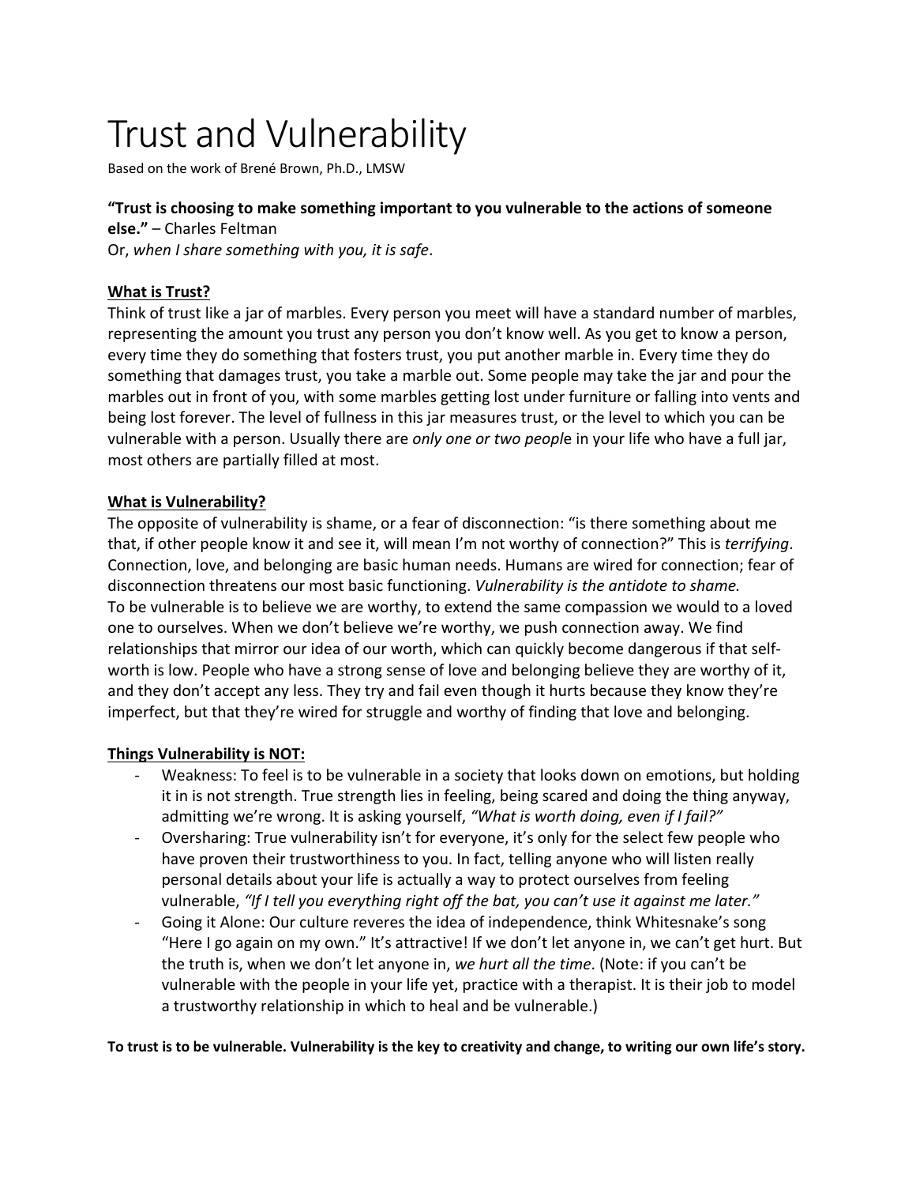# Trust and Vulnerability

Based on the work of Brené Brown, Ph.D., LMSW

**"Trust is choosing to make something important to you vulnerable to the actions of someone else."** – Charles Feltman
Or, *when I share something with you, it is safe*.

**<u>What is Trust?</u>**
Think of trust like a jar of marbles. Every person you meet will have a standard number of marbles, representing the amount you trust any person you don't know well. As you get to know a person, every time they do something that fosters trust, you put another marble in. Every time they do something that damages trust, you take a marble out. Some people may take the jar and pour the marbles out in front of you, with some marbles getting lost under furniture or falling into vents and being lost forever. The level of fullness in this jar measures trust, or the level to which you can be vulnerable with a person. Usually there are *only one or two peopl*e in your life who have a full jar, most others are partially filled at most.

**<u>What is Vulnerability?</u>**
The opposite of vulnerability is shame, or a fear of disconnection: "is there something about me that, if other people know it and see it, will mean I'm not worthy of connection?" This is *terrifying*. Connection, love, and belonging are basic human needs. Humans are wired for connection; fear of disconnection threatens our most basic functioning. *Vulnerability is the antidote to shame.*
To be vulnerable is to believe we are worthy, to extend the same compassion we would to a loved one to ourselves. When we don't believe we're worthy, we push connection away. We find relationships that mirror our idea of our worth, which can quickly become dangerous if that self-worth is low. People who have a strong sense of love and belonging believe they are worthy of it, and they don't accept any less. They try and fail even though it hurts because they know they're imperfect, but that they're wired for struggle and worthy of finding that love and belonging.

**<u>Things Vulnerability is NOT:</u>**

- Weakness: To feel is to be vulnerable in a society that looks down on emotions, but holding it in is not strength. True strength lies in feeling, being scared and doing the thing anyway, admitting we're wrong. It is asking yourself, *"What is worth doing, even if I fail?"*
- Oversharing: True vulnerability isn't for everyone, it's only for the select few people who have proven their trustworthiness to you. In fact, telling anyone who will listen really personal details about your life is actually a way to protect ourselves from feeling vulnerable, *"If I tell you everything right off the bat, you can't use it against me later."*
- Going it Alone: Our culture reveres the idea of independence, think Whitesnake's song "Here I go again on my own." It's attractive! If we don't let anyone in, we can't get hurt. But the truth is, when we don't let anyone in, *we hurt all the time*. (Note: if you can't be vulnerable with the people in your life yet, practice with a therapist. It is their job to model a trustworthy relationship in which to heal and be vulnerable.)

**To trust is to be vulnerable. Vulnerability is the key to creativity and change, to writing our own life's story.**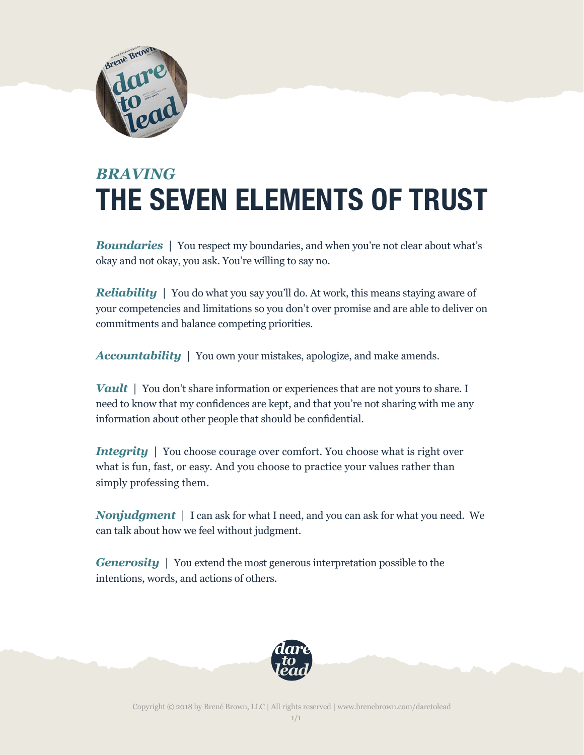*BRAVING*

# THE SEVEN ELEMENTS OF TRUST

***Boundaries*** | You respect my boundaries, and when you're not clear about what's okay and not okay, you ask. You're willing to say no.

***Reliability*** | You do what you say you'll do. At work, this means staying aware of your competencies and limitations so you don't over promise and are able to deliver on commitments and balance competing priorities.

***Accountability*** | You own your mistakes, apologize, and make amends.

***Vault*** | You don't share information or experiences that are not yours to share. I need to know that my confidences are kept, and that you're not sharing with me any information about other people that should be confidential.

***Integrity*** | You choose courage over comfort. You choose what is right over what is fun, fast, or easy. And you choose to practice your values rather than simply professing them.

***Nonjudgment*** | I can ask for what I need, and you can ask for what you need. We can talk about how we feel without judgment.

***Generosity*** | You extend the most generous interpretation possible to the intentions, words, and actions of others.

Copyright © 2018 by Brené Brown, LLC | All rights reserved | www.brenebrown.com/daretolead